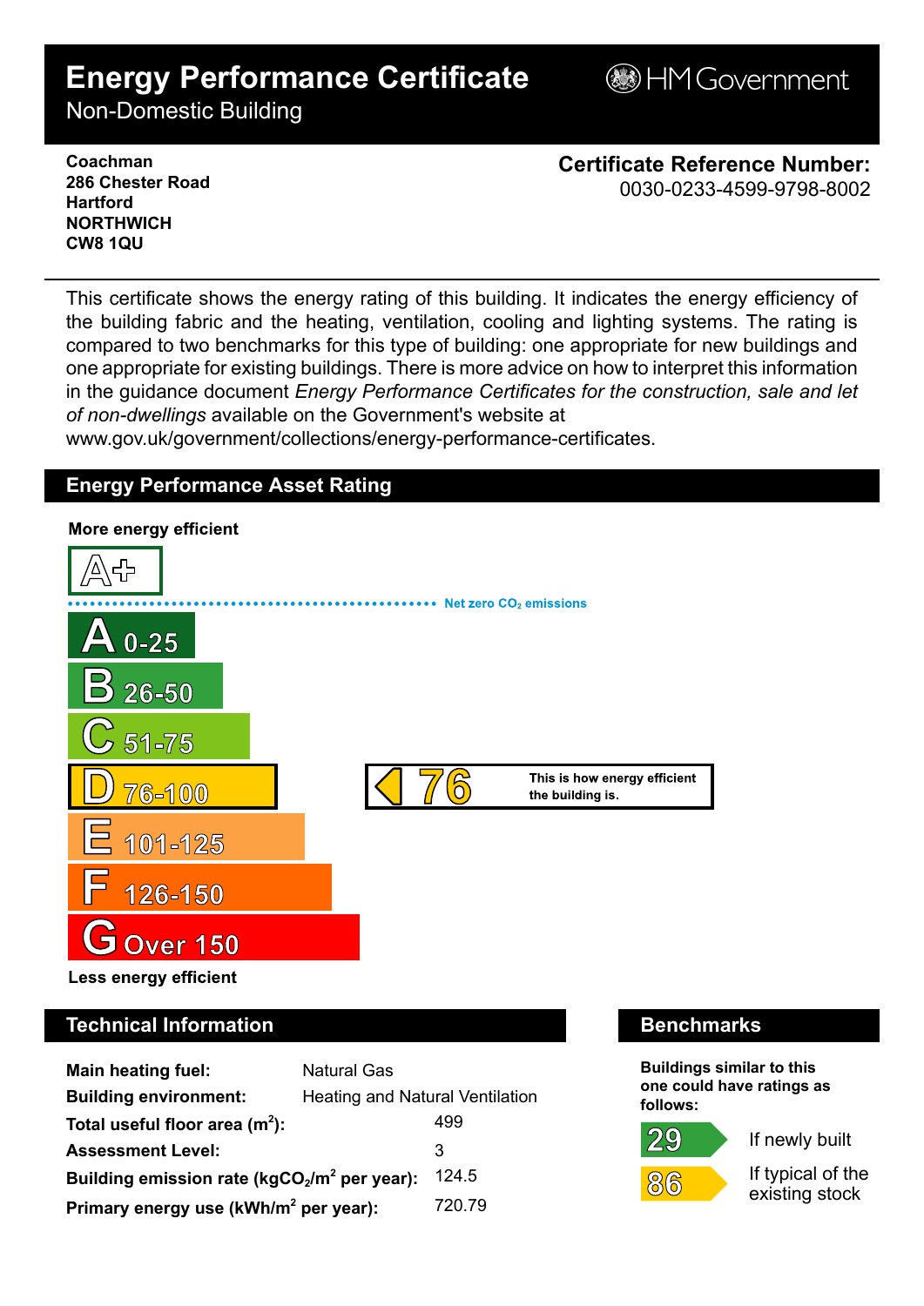# Energy Performance Certificate

Non-Domestic Building

HM Government

**Coachman**
**286 Chester Road**
**Hartford**
**NORTHWICH**
**CW8 1QU**

**Certificate Reference Number:**
0030-0233-4599-9798-8002

This certificate shows the energy rating of this building. It indicates the energy efficiency of the building fabric and the heating, ventilation, cooling and lighting systems. The rating is compared to two benchmarks for this type of building: one appropriate for new buildings and one appropriate for existing buildings. There is more advice on how to interpret this information in the guidance document *Energy Performance Certificates for the construction, sale and let of non-dwellings* available on the Government's website at www.gov.uk/government/collections/energy-performance-certificates.

## Energy Performance Asset Rating

**More energy efficient**

- A+
- Net zero $CO_2$ emissions
- A 0-25
- B 26-50
- C 51-75
- D 76-100 — **76** This is how energy efficient the building is.
- E 101-125
- F 126-150
- G Over 150

**Less energy efficient**

## Technical Information

| | |
|---|---|
| **Main heating fuel:** | Natural Gas |
| **Building environment:** | Heating and Natural Ventilation |
| **Total useful floor area ($m^2$):** | 499 |
| **Assessment Level:** | 3 |
| **Building emission rate ($kgCO_2/m^2$ per year):** | 124.5 |
| **Primary energy use ($kWh/m^2$ per year):** | 720.79 |

## Benchmarks

**Buildings similar to this one could have ratings as follows:**

| | |
|---|---|
| 29 | If newly built |
| 86 | If typical of the existing stock |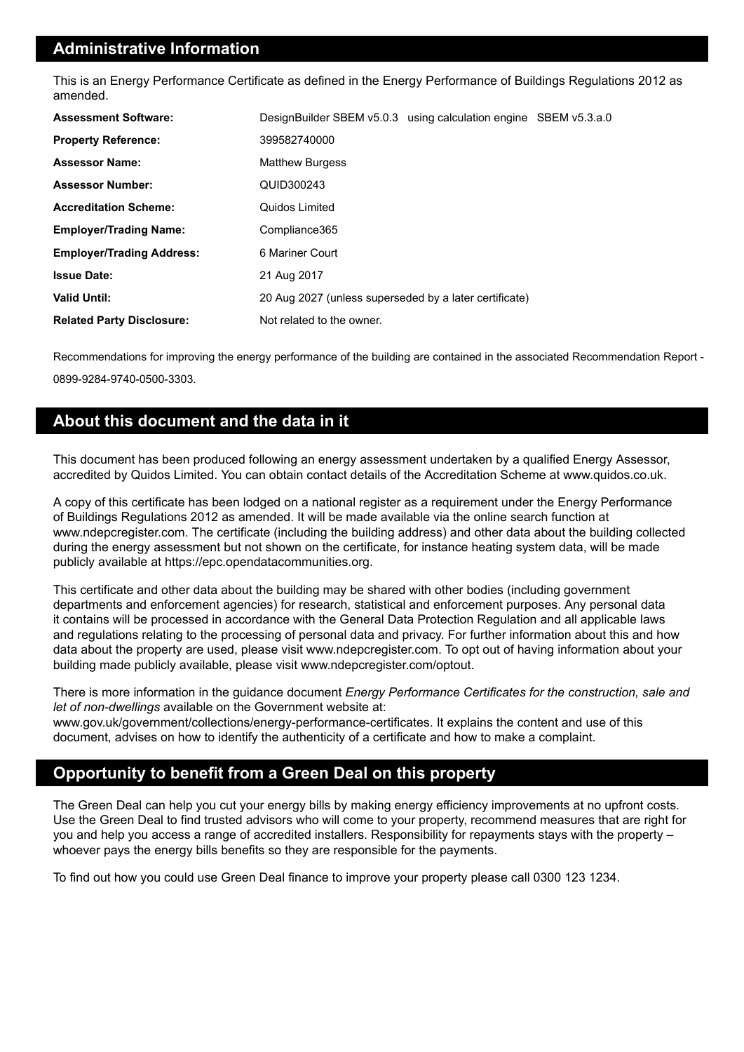## Administrative Information

This is an Energy Performance Certificate as defined in the Energy Performance of Buildings Regulations 2012 as amended.

| | |
|---|---|
| **Assessment Software:** | DesignBuilder SBEM v5.0.3 using calculation engine SBEM v5.3.a.0 |
| **Property Reference:** | 399582740000 |
| **Assessor Name:** | Matthew Burgess |
| **Assessor Number:** | QUID300243 |
| **Accreditation Scheme:** | Quidos Limited |
| **Employer/Trading Name:** | Compliance365 |
| **Employer/Trading Address:** | 6 Mariner Court |
| **Issue Date:** | 21 Aug 2017 |
| **Valid Until:** | 20 Aug 2027 (unless superseded by a later certificate) |
| **Related Party Disclosure:** | Not related to the owner. |

Recommendations for improving the energy performance of the building are contained in the associated Recommendation Report - 0899-9284-9740-0500-3303.

## About this document and the data in it

This document has been produced following an energy assessment undertaken by a qualified Energy Assessor, accredited by Quidos Limited. You can obtain contact details of the Accreditation Scheme at www.quidos.co.uk.

A copy of this certificate has been lodged on a national register as a requirement under the Energy Performance of Buildings Regulations 2012 as amended. It will be made available via the online search function at www.ndepcregister.com. The certificate (including the building address) and other data about the building collected during the energy assessment but not shown on the certificate, for instance heating system data, will be made publicly available at https://epc.opendatacommunities.org.

This certificate and other data about the building may be shared with other bodies (including government departments and enforcement agencies) for research, statistical and enforcement purposes. Any personal data it contains will be processed in accordance with the General Data Protection Regulation and all applicable laws and regulations relating to the processing of personal data and privacy. For further information about this and how data about the property are used, please visit www.ndepcregister.com. To opt out of having information about your building made publicly available, please visit www.ndepcregister.com/optout.

There is more information in the guidance document *Energy Performance Certificates for the construction, sale and let of non-dwellings* available on the Government website at:
www.gov.uk/government/collections/energy-performance-certificates. It explains the content and use of this document, advises on how to identify the authenticity of a certificate and how to make a complaint.

## Opportunity to benefit from a Green Deal on this property

The Green Deal can help you cut your energy bills by making energy efficiency improvements at no upfront costs. Use the Green Deal to find trusted advisors who will come to your property, recommend measures that are right for you and help you access a range of accredited installers. Responsibility for repayments stays with the property – whoever pays the energy bills benefits so they are responsible for the payments.

To find out how you could use Green Deal finance to improve your property please call 0300 123 1234.